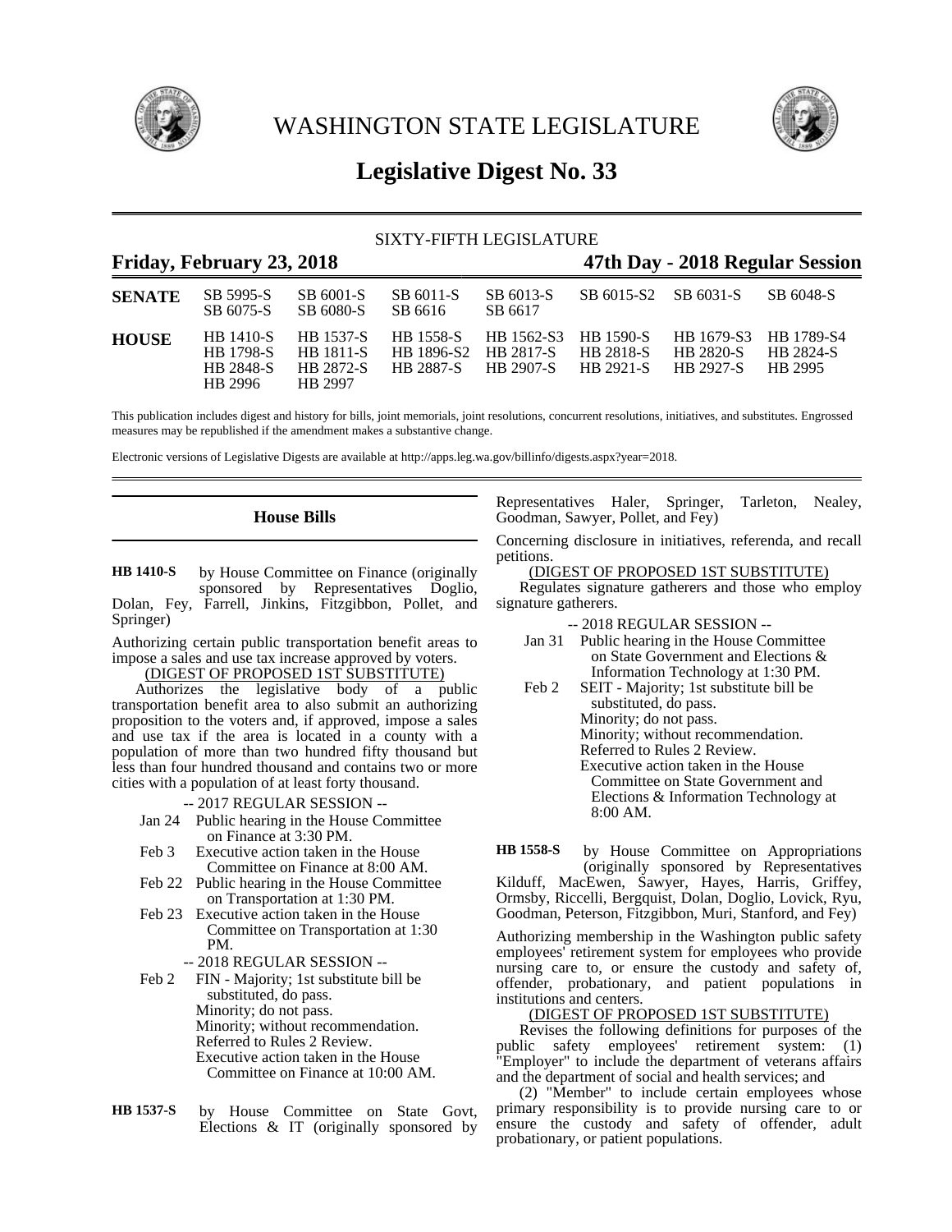# WASHINGTON STATE LEGISLATURE

## Legislative Digest No. 33

SIXTY-FIFTH LEGISLATURE

**Friday, February 23, 2018** — **47th Day - 2018 Regular Session**

| | | | | | | | |
|---|---|---|---|---|---|---|---|
| **SENATE** | SB 5995-S | SB 6001-S | SB 6011-S | SB 6013-S | SB 6015-S2 | SB 6031-S | SB 6048-S |
| | SB 6075-S | SB 6080-S | SB 6616 | SB 6617 | | | |
| **HOUSE** | HB 1410-S | HB 1537-S | HB 1558-S | HB 1562-S3 | HB 1590-S | HB 1679-S3 | HB 1789-S4 |
| | HB 1798-S | HB 1811-S | HB 1896-S2 | HB 2817-S | HB 2818-S | HB 2820-S | HB 2824-S |
| | HB 2848-S | HB 2872-S | HB 2887-S | HB 2907-S | HB 2921-S | HB 2927-S | HB 2995 |
| | HB 2996 | HB 2997 | | | | | |

This publication includes digest and history for bills, joint memorials, joint resolutions, concurrent resolutions, initiatives, and substitutes. Engrossed measures may be republished if the amendment makes a substantive change.

Electronic versions of Legislative Digests are available at http://apps.leg.wa.gov/billinfo/digests.aspx?year=2018.

### House Bills

**HB 1410-S** by House Committee on Finance (originally sponsored by Representatives Doglio, Dolan, Fey, Farrell, Jinkins, Fitzgibbon, Pollet, and Springer)

Authorizing certain public transportation benefit areas to impose a sales and use tax increase approved by voters.

(DIGEST OF PROPOSED 1ST SUBSTITUTE)

Authorizes the legislative body of a public transportation benefit area to also submit an authorizing proposition to the voters and, if approved, impose a sales and use tax if the area is located in a county with a population of more than two hundred fifty thousand but less than four hundred thousand and contains two or more cities with a population of at least forty thousand.

-- 2017 REGULAR SESSION --

Jan 24 Public hearing in the House Committee on Finance at 3:30 PM.

Feb 3 Executive action taken in the House Committee on Finance at 8:00 AM.

Feb 22 Public hearing in the House Committee on Transportation at 1:30 PM.

Feb 23 Executive action taken in the House Committee on Transportation at 1:30 PM.

-- 2018 REGULAR SESSION --

Feb 2 FIN - Majority; 1st substitute bill be substituted, do pass.
Minority; do not pass.
Minority; without recommendation.
Referred to Rules 2 Review.
Executive action taken in the House Committee on Finance at 10:00 AM.

**HB 1537-S** by House Committee on State Govt, Elections & IT (originally sponsored by Representatives Haler, Springer, Tarleton, Nealey, Goodman, Sawyer, Pollet, and Fey)

Concerning disclosure in initiatives, referenda, and recall petitions.

(DIGEST OF PROPOSED 1ST SUBSTITUTE)

Regulates signature gatherers and those who employ signature gatherers.

-- 2018 REGULAR SESSION --

Jan 31 Public hearing in the House Committee on State Government and Elections & Information Technology at 1:30 PM.

Feb 2 SEIT - Majority; 1st substitute bill be substituted, do pass.
Minority; do not pass.
Minority; without recommendation.
Referred to Rules 2 Review.
Executive action taken in the House Committee on State Government and Elections & Information Technology at 8:00 AM.

**HB 1558-S** by House Committee on Appropriations (originally sponsored by Representatives Kilduff, MacEwen, Sawyer, Hayes, Harris, Griffey, Ormsby, Riccelli, Bergquist, Dolan, Doglio, Lovick, Ryu, Goodman, Peterson, Fitzgibbon, Muri, Stanford, and Fey)

Authorizing membership in the Washington public safety employees' retirement system for employees who provide nursing care to, or ensure the custody and safety of, offender, probationary, and patient populations in institutions and centers.

(DIGEST OF PROPOSED 1ST SUBSTITUTE)

Revises the following definitions for purposes of the public safety employees' retirement system: (1) "Employer" to include the department of veterans affairs and the department of social and health services; and

(2) "Member" to include certain employees whose primary responsibility is to provide nursing care to or ensure the custody and safety of offender, adult probationary, or patient populations.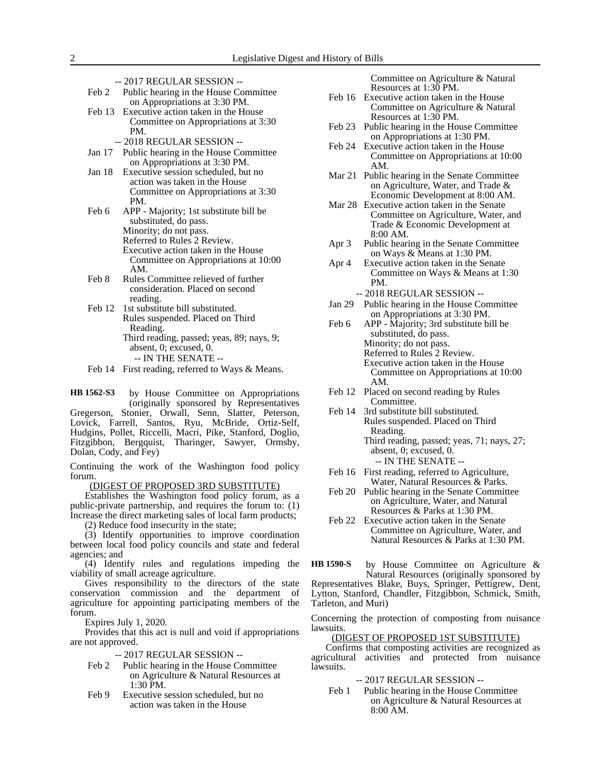-- 2017 REGULAR SESSION --

Feb 2 Public hearing in the House Committee on Appropriations at 3:30 PM.

Feb 13 Executive action taken in the House Committee on Appropriations at 3:30 PM.

-- 2018 REGULAR SESSION --

Jan 17 Public hearing in the House Committee on Appropriations at 3:30 PM.

Jan 18 Executive session scheduled, but no action was taken in the House Committee on Appropriations at 3:30 PM.

Feb 6 APP - Majority; 1st substitute bill be substituted, do pass.
Minority; do not pass.
Referred to Rules 2 Review.
Executive action taken in the House Committee on Appropriations at 10:00 AM.

Feb 8 Rules Committee relieved of further consideration. Placed on second reading.

Feb 12 1st substitute bill substituted.
Rules suspended. Placed on Third Reading.
Third reading, passed; yeas, 89; nays, 9; absent, 0; excused, 0.

-- IN THE SENATE --

Feb 14 First reading, referred to Ways & Means.

**HB 1562-S3** by House Committee on Appropriations (originally sponsored by Representatives Gregerson, Stonier, Orwall, Senn, Slatter, Peterson, Lovick, Farrell, Santos, Ryu, McBride, Ortiz-Self, Hudgins, Pollet, Riccelli, Macri, Pike, Stanford, Doglio, Fitzgibbon, Bergquist, Tharinger, Sawyer, Ormsby, Dolan, Cody, and Fey)

Continuing the work of the Washington food policy forum.

(DIGEST OF PROPOSED 3RD SUBSTITUTE)

Establishes the Washington food policy forum, as a public-private partnership, and requires the forum to: (1) Increase the direct marketing sales of local farm products;

(2) Reduce food insecurity in the state;

(3) Identify opportunities to improve coordination between local food policy councils and state and federal agencies; and

(4) Identify rules and regulations impeding the viability of small acreage agriculture.

Gives responsibility to the directors of the state conservation commission and the department of agriculture for appointing participating members of the forum.

Expires July 1, 2020.

Provides that this act is null and void if appropriations are not approved.

-- 2017 REGULAR SESSION --

Feb 2 Public hearing in the House Committee on Agriculture & Natural Resources at 1:30 PM.

Feb 9 Executive session scheduled, but no action was taken in the House Committee on Agriculture & Natural Resources at 1:30 PM.

Feb 16 Executive action taken in the House Committee on Agriculture & Natural Resources at 1:30 PM.

Feb 23 Public hearing in the House Committee on Appropriations at 1:30 PM.

Feb 24 Executive action taken in the House Committee on Appropriations at 10:00 AM.

Mar 21 Public hearing in the Senate Committee on Agriculture, Water, and Trade & Economic Development at 8:00 AM.

Mar 28 Executive action taken in the Senate Committee on Agriculture, Water, and Trade & Economic Development at 8:00 AM.

Apr 3 Public hearing in the Senate Committee on Ways & Means at 1:30 PM.

Apr 4 Executive action taken in the Senate Committee on Ways & Means at 1:30 PM.

-- 2018 REGULAR SESSION --

Jan 29 Public hearing in the House Committee on Appropriations at 3:30 PM.

Feb 6 APP - Majority; 3rd substitute bill be substituted, do pass.
Minority; do not pass.
Referred to Rules 2 Review.
Executive action taken in the House Committee on Appropriations at 10:00 AM.

Feb 12 Placed on second reading by Rules Committee.

Feb 14 3rd substitute bill substituted.
Rules suspended. Placed on Third Reading.
Third reading, passed; yeas, 71; nays, 27; absent, 0; excused, 0.

-- IN THE SENATE --

Feb 16 First reading, referred to Agriculture, Water, Natural Resources & Parks.

Feb 20 Public hearing in the Senate Committee on Agriculture, Water, and Natural Resources & Parks at 1:30 PM.

Feb 22 Executive action taken in the Senate Committee on Agriculture, Water, and Natural Resources & Parks at 1:30 PM.

**HB 1590-S** by House Committee on Agriculture & Natural Resources (originally sponsored by Representatives Blake, Buys, Springer, Pettigrew, Dent, Lytton, Stanford, Chandler, Fitzgibbon, Schmick, Smith, Tarleton, and Muri)

Concerning the protection of composting from nuisance lawsuits.

(DIGEST OF PROPOSED 1ST SUBSTITUTE)

Confirms that composting activities are recognized as agricultural activities and protected from nuisance lawsuits.

-- 2017 REGULAR SESSION --

Feb 1 Public hearing in the House Committee on Agriculture & Natural Resources at 8:00 AM.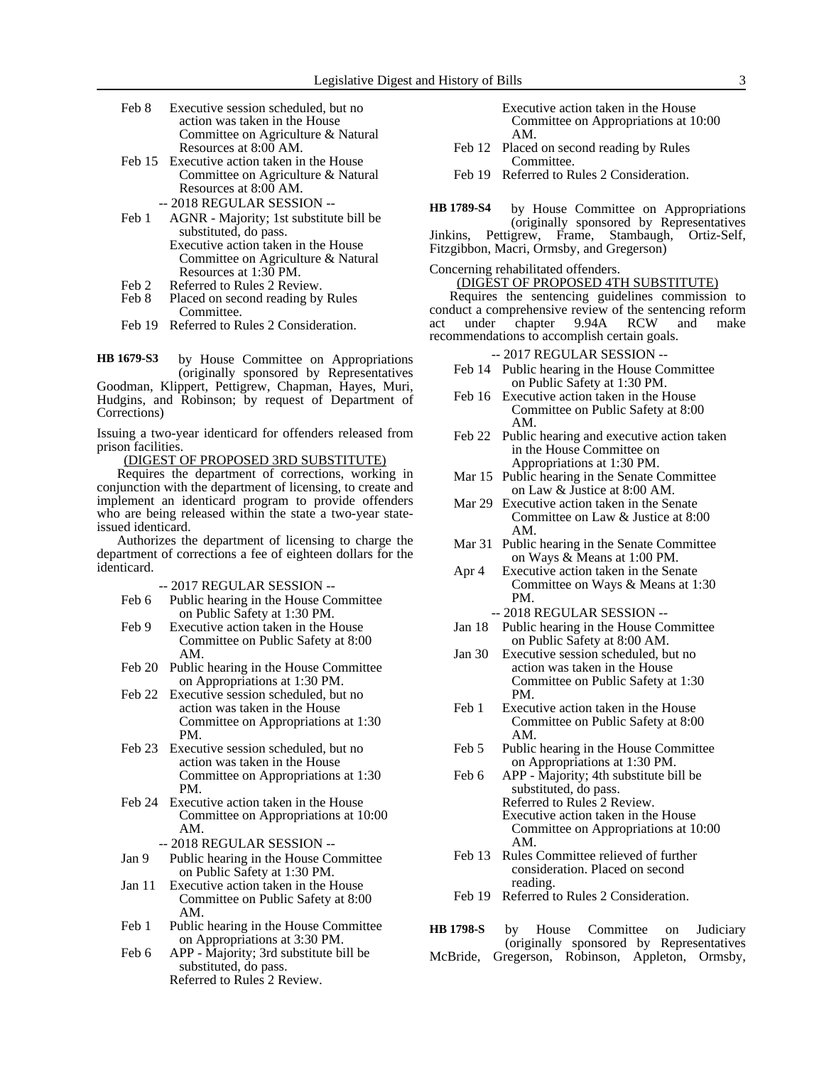Feb 8 Executive session scheduled, but no action was taken in the House Committee on Agriculture & Natural Resources at 8:00 AM.
Feb 15 Executive action taken in the House Committee on Agriculture & Natural Resources at 8:00 AM.

-- 2018 REGULAR SESSION --

Feb 1 AGNR - Majority; 1st substitute bill be substituted, do pass.
Executive action taken in the House Committee on Agriculture & Natural Resources at 1:30 PM.
Feb 2 Referred to Rules 2 Review.
Feb 8 Placed on second reading by Rules Committee.
Feb 19 Referred to Rules 2 Consideration.

**HB 1679-S3** by House Committee on Appropriations (originally sponsored by Representatives Goodman, Klippert, Pettigrew, Chapman, Hayes, Muri, Hudgins, and Robinson; by request of Department of Corrections)

Issuing a two-year identicard for offenders released from prison facilities.

(DIGEST OF PROPOSED 3RD SUBSTITUTE)

Requires the department of corrections, working in conjunction with the department of licensing, to create and implement an identicard program to provide offenders who are being released within the state a two-year state-issued identicard.

Authorizes the department of licensing to charge the department of corrections a fee of eighteen dollars for the identicard.

-- 2017 REGULAR SESSION --

Feb 6 Public hearing in the House Committee on Public Safety at 1:30 PM.
Feb 9 Executive action taken in the House Committee on Public Safety at 8:00 AM.
Feb 20 Public hearing in the House Committee on Appropriations at 1:30 PM.
Feb 22 Executive session scheduled, but no action was taken in the House Committee on Appropriations at 1:30 PM.
Feb 23 Executive session scheduled, but no action was taken in the House Committee on Appropriations at 1:30 PM.
Feb 24 Executive action taken in the House Committee on Appropriations at 10:00 AM.

-- 2018 REGULAR SESSION --

Jan 9 Public hearing in the House Committee on Public Safety at 1:30 PM.
Jan 11 Executive action taken in the House Committee on Public Safety at 8:00 AM.
Feb 1 Public hearing in the House Committee on Appropriations at 3:30 PM.
Feb 6 APP - Majority; 3rd substitute bill be substituted, do pass.
Referred to Rules 2 Review.
Executive action taken in the House Committee on Appropriations at 10:00 AM.
Feb 12 Placed on second reading by Rules Committee.
Feb 19 Referred to Rules 2 Consideration.

**HB 1789-S4** by House Committee on Appropriations (originally sponsored by Representatives Jinkins, Pettigrew, Frame, Stambaugh, Ortiz-Self, Fitzgibbon, Macri, Ormsby, and Gregerson)

Concerning rehabilitated offenders.

(DIGEST OF PROPOSED 4TH SUBSTITUTE)

Requires the sentencing guidelines commission to conduct a comprehensive review of the sentencing reform act under chapter 9.94A RCW and make recommendations to accomplish certain goals.

-- 2017 REGULAR SESSION --

Feb 14 Public hearing in the House Committee on Public Safety at 1:30 PM.
Feb 16 Executive action taken in the House Committee on Public Safety at 8:00 AM.
Feb 22 Public hearing and executive action taken in the House Committee on Appropriations at 1:30 PM.
Mar 15 Public hearing in the Senate Committee on Law & Justice at 8:00 AM.
Mar 29 Executive action taken in the Senate Committee on Law & Justice at 8:00 AM.
Mar 31 Public hearing in the Senate Committee on Ways & Means at 1:00 PM.
Apr 4 Executive action taken in the Senate Committee on Ways & Means at 1:30 PM.

-- 2018 REGULAR SESSION --

Jan 18 Public hearing in the House Committee on Public Safety at 8:00 AM.
Jan 30 Executive session scheduled, but no action was taken in the House Committee on Public Safety at 1:30 PM.
Feb 1 Executive action taken in the House Committee on Public Safety at 8:00 AM.
Feb 5 Public hearing in the House Committee on Appropriations at 1:30 PM.
Feb 6 APP - Majority; 4th substitute bill be substituted, do pass.
Referred to Rules 2 Review.
Executive action taken in the House Committee on Appropriations at 10:00 AM.
Feb 13 Rules Committee relieved of further consideration. Placed on second reading.
Feb 19 Referred to Rules 2 Consideration.

**HB 1798-S** by House Committee on Judiciary (originally sponsored by Representatives McBride, Gregerson, Robinson, Appleton, Ormsby,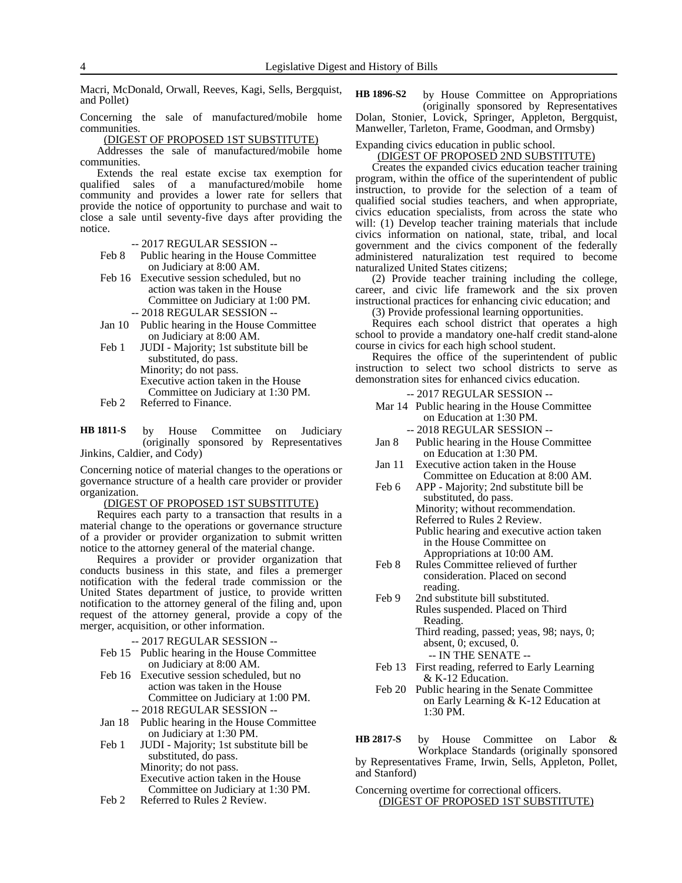Macri, McDonald, Orwall, Reeves, Kagi, Sells, Bergquist, and Pollet)

Concerning the sale of manufactured/mobile home communities.

(DIGEST OF PROPOSED 1ST SUBSTITUTE)

Addresses the sale of manufactured/mobile home communities.

Extends the real estate excise tax exemption for qualified sales of a manufactured/mobile home community and provides a lower rate for sellers that provide the notice of opportunity to purchase and wait to close a sale until seventy-five days after providing the notice.

-- 2017 REGULAR SESSION --

- Feb 8 Public hearing in the House Committee on Judiciary at 8:00 AM.
- Feb 16 Executive session scheduled, but no action was taken in the House Committee on Judiciary at 1:00 PM.

-- 2018 REGULAR SESSION --

- Jan 10 Public hearing in the House Committee on Judiciary at 8:00 AM.
- Feb 1 JUDI - Majority; 1st substitute bill be substituted, do pass.
  Minority; do not pass.
  Executive action taken in the House Committee on Judiciary at 1:30 PM.
- Feb 2 Referred to Finance.

**HB 1811-S** by House Committee on Judiciary (originally sponsored by Representatives Jinkins, Caldier, and Cody)

Concerning notice of material changes to the operations or governance structure of a health care provider or provider organization.

(DIGEST OF PROPOSED 1ST SUBSTITUTE)

Requires each party to a transaction that results in a material change to the operations or governance structure of a provider or provider organization to submit written notice to the attorney general of the material change.

Requires a provider or provider organization that conducts business in this state, and files a premerger notification with the federal trade commission or the United States department of justice, to provide written notification to the attorney general of the filing and, upon request of the attorney general, provide a copy of the merger, acquisition, or other information.

-- 2017 REGULAR SESSION --

- Feb 15 Public hearing in the House Committee on Judiciary at 8:00 AM.
- Feb 16 Executive session scheduled, but no action was taken in the House Committee on Judiciary at 1:00 PM.

-- 2018 REGULAR SESSION --

- Jan 18 Public hearing in the House Committee on Judiciary at 1:30 PM.
- Feb 1 JUDI - Majority; 1st substitute bill be substituted, do pass.
  Minority; do not pass.
  Executive action taken in the House Committee on Judiciary at 1:30 PM.
- Feb 2 Referred to Rules 2 Review.

**HB 1896-S2** by House Committee on Appropriations (originally sponsored by Representatives Dolan, Stonier, Lovick, Springer, Appleton, Bergquist, Manweller, Tarleton, Frame, Goodman, and Ormsby)

Expanding civics education in public school.

(DIGEST OF PROPOSED 2ND SUBSTITUTE)

Creates the expanded civics education teacher training program, within the office of the superintendent of public instruction, to provide for the selection of a team of qualified social studies teachers, and when appropriate, civics education specialists, from across the state who will: (1) Develop teacher training materials that include civics information on national, state, tribal, and local government and the civics component of the federally administered naturalization test required to become naturalized United States citizens;

(2) Provide teacher training including the college, career, and civic life framework and the six proven instructional practices for enhancing civic education; and

(3) Provide professional learning opportunities.

Requires each school district that operates a high school to provide a mandatory one-half credit stand-alone course in civics for each high school student.

Requires the office of the superintendent of public instruction to select two school districts to serve as demonstration sites for enhanced civics education.

-- 2017 REGULAR SESSION --

- Mar 14 Public hearing in the House Committee on Education at 1:30 PM.

-- 2018 REGULAR SESSION --

- Jan 8 Public hearing in the House Committee on Education at 1:30 PM.
- Jan 11 Executive action taken in the House Committee on Education at 8:00 AM.
- Feb 6 APP - Majority; 2nd substitute bill be substituted, do pass.
  Minority; without recommendation.
  Referred to Rules 2 Review.
  Public hearing and executive action taken in the House Committee on Appropriations at 10:00 AM.
- Feb 8 Rules Committee relieved of further consideration. Placed on second reading.
- Feb 9 2nd substitute bill substituted.
  Rules suspended. Placed on Third Reading.
  Third reading, passed; yeas, 98; nays, 0; absent, 0; excused, 0.

-- IN THE SENATE --

- Feb 13 First reading, referred to Early Learning & K-12 Education.
- Feb 20 Public hearing in the Senate Committee on Early Learning & K-12 Education at 1:30 PM.

**HB 2817-S** by House Committee on Labor & Workplace Standards (originally sponsored by Representatives Frame, Irwin, Sells, Appleton, Pollet, and Stanford)

Concerning overtime for correctional officers.

(DIGEST OF PROPOSED 1ST SUBSTITUTE)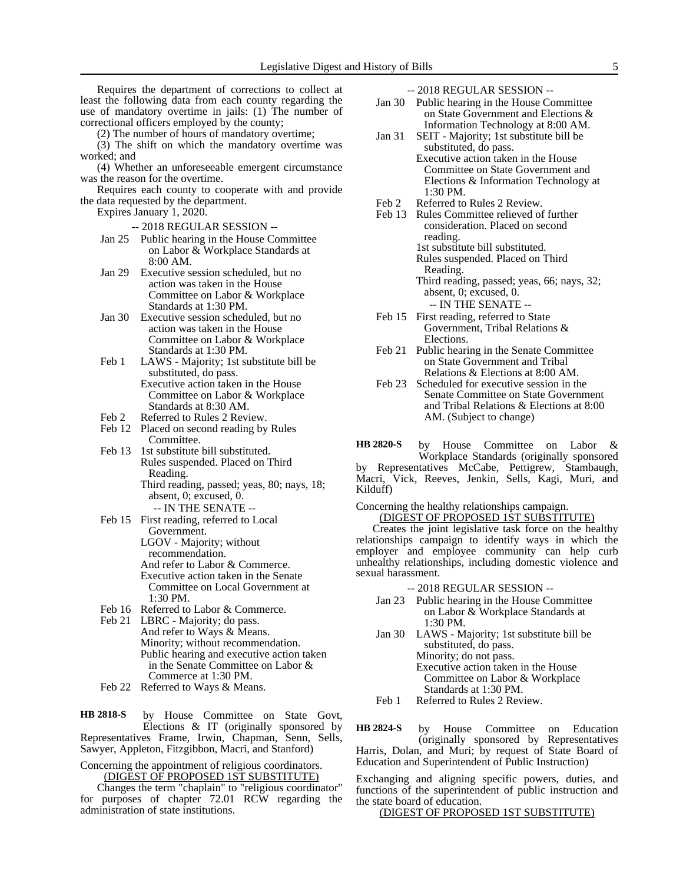Requires the department of corrections to collect at least the following data from each county regarding the use of mandatory overtime in jails: (1) The number of correctional officers employed by the county;

(2) The number of hours of mandatory overtime;

(3) The shift on which the mandatory overtime was worked; and

(4) Whether an unforeseeable emergent circumstance was the reason for the overtime.

Requires each county to cooperate with and provide the data requested by the department.

Expires January 1, 2020.

-- 2018 REGULAR SESSION --

Jan 25 Public hearing in the House Committee on Labor & Workplace Standards at 8:00 AM.

Jan 29 Executive session scheduled, but no action was taken in the House Committee on Labor & Workplace Standards at 1:30 PM.

Jan 30 Executive session scheduled, but no action was taken in the House Committee on Labor & Workplace Standards at 1:30 PM.

Feb 1 LAWS - Majority; 1st substitute bill be substituted, do pass.
Executive action taken in the House Committee on Labor & Workplace Standards at 8:30 AM.

Feb 2 Referred to Rules 2 Review.

Feb 12 Placed on second reading by Rules Committee.

Feb 13 1st substitute bill substituted.
Rules suspended. Placed on Third Reading.
Third reading, passed; yeas, 80; nays, 18; absent, 0; excused, 0.

-- IN THE SENATE --

Feb 15 First reading, referred to Local Government.
LGOV - Majority; without recommendation.
And refer to Labor & Commerce.
Executive action taken in the Senate Committee on Local Government at 1:30 PM.

Feb 16 Referred to Labor & Commerce.

Feb 21 LBRC - Majority; do pass.
And refer to Ways & Means.
Minority; without recommendation.
Public hearing and executive action taken in the Senate Committee on Labor & Commerce at 1:30 PM.

Feb 22 Referred to Ways & Means.

**HB 2818-S** by House Committee on State Govt, Elections & IT (originally sponsored by Representatives Frame, Irwin, Chapman, Senn, Sells, Sawyer, Appleton, Fitzgibbon, Macri, and Stanford)

Concerning the appointment of religious coordinators.

(DIGEST OF PROPOSED 1ST SUBSTITUTE)

Changes the term "chaplain" to "religious coordinator" for purposes of chapter 72.01 RCW regarding the administration of state institutions.

-- 2018 REGULAR SESSION --

Jan 30 Public hearing in the House Committee on State Government and Elections & Information Technology at 8:00 AM.

Jan 31 SEIT - Majority; 1st substitute bill be substituted, do pass.
Executive action taken in the House Committee on State Government and Elections & Information Technology at 1:30 PM.

Feb 2 Referred to Rules 2 Review.

Feb 13 Rules Committee relieved of further consideration. Placed on second reading.
1st substitute bill substituted.
Rules suspended. Placed on Third Reading.
Third reading, passed; yeas, 66; nays, 32; absent, 0; excused, 0.

-- IN THE SENATE --

Feb 15 First reading, referred to State Government, Tribal Relations & Elections.

Feb 21 Public hearing in the Senate Committee on State Government and Tribal Relations & Elections at 8:00 AM.

Feb 23 Scheduled for executive session in the Senate Committee on State Government and Tribal Relations & Elections at 8:00 AM. (Subject to change)

**HB 2820-S** by House Committee on Labor & Workplace Standards (originally sponsored by Representatives McCabe, Pettigrew, Stambaugh, Macri, Vick, Reeves, Jenkin, Sells, Kagi, Muri, and Kilduff)

Concerning the healthy relationships campaign.

(DIGEST OF PROPOSED 1ST SUBSTITUTE)

Creates the joint legislative task force on the healthy relationships campaign to identify ways in which the employer and employee community can help curb unhealthy relationships, including domestic violence and sexual harassment.

-- 2018 REGULAR SESSION --

Jan 23 Public hearing in the House Committee on Labor & Workplace Standards at 1:30 PM.

Jan 30 LAWS - Majority; 1st substitute bill be substituted, do pass.
Minority; do not pass.
Executive action taken in the House Committee on Labor & Workplace Standards at 1:30 PM.

Feb 1 Referred to Rules 2 Review.

**HB 2824-S** by House Committee on Education (originally sponsored by Representatives Harris, Dolan, and Muri; by request of State Board of Education and Superintendent of Public Instruction)

Exchanging and aligning specific powers, duties, and functions of the superintendent of public instruction and the state board of education.

(DIGEST OF PROPOSED 1ST SUBSTITUTE)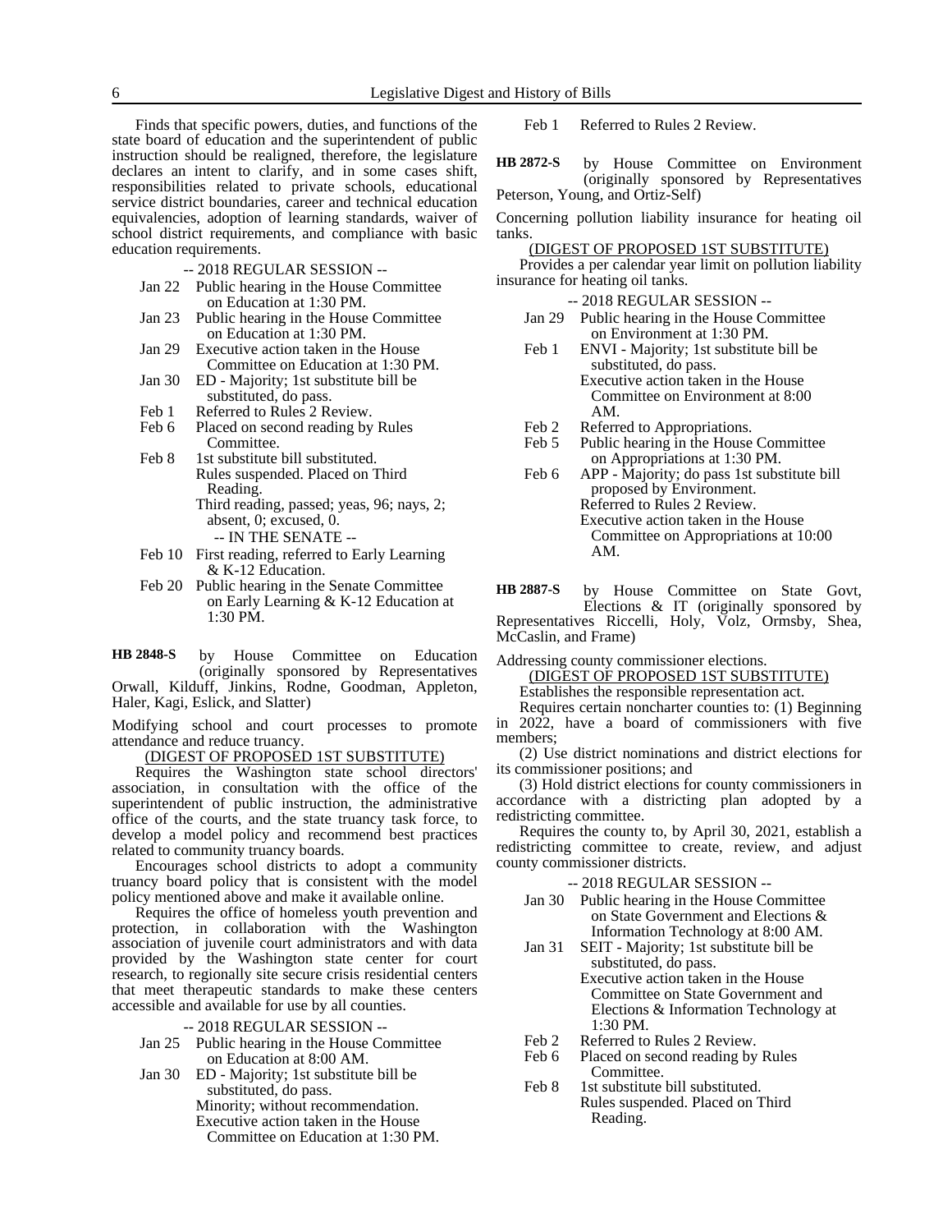Finds that specific powers, duties, and functions of the state board of education and the superintendent of public instruction should be realigned, therefore, the legislature declares an intent to clarify, and in some cases shift, responsibilities related to private schools, educational service district boundaries, career and technical education equivalencies, adoption of learning standards, waiver of school district requirements, and compliance with basic education requirements.

-- 2018 REGULAR SESSION --

- Jan 22 Public hearing in the House Committee on Education at 1:30 PM.
- Jan 23 Public hearing in the House Committee on Education at 1:30 PM.
- Jan 29 Executive action taken in the House Committee on Education at 1:30 PM.
- Jan 30 ED - Majority; 1st substitute bill be substituted, do pass.
- Feb 1 Referred to Rules 2 Review.
- Feb 6 Placed on second reading by Rules Committee.
- Feb 8 1st substitute bill substituted. Rules suspended. Placed on Third Reading. Third reading, passed; yeas, 96; nays, 2; absent, 0; excused, 0.

-- IN THE SENATE --

- Feb 10 First reading, referred to Early Learning & K-12 Education.
- Feb 20 Public hearing in the Senate Committee on Early Learning & K-12 Education at 1:30 PM.

**HB 2848-S** by House Committee on Education (originally sponsored by Representatives Orwall, Kilduff, Jinkins, Rodne, Goodman, Appleton, Haler, Kagi, Eslick, and Slatter)

Modifying school and court processes to promote attendance and reduce truancy.

(DIGEST OF PROPOSED 1ST SUBSTITUTE)

Requires the Washington state school directors' association, in consultation with the office of the superintendent of public instruction, the administrative office of the courts, and the state truancy task force, to develop a model policy and recommend best practices related to community truancy boards.

Encourages school districts to adopt a community truancy board policy that is consistent with the model policy mentioned above and make it available online.

Requires the office of homeless youth prevention and protection, in collaboration with the Washington association of juvenile court administrators and with data provided by the Washington state center for court research, to regionally site secure crisis residential centers that meet therapeutic standards to make these centers accessible and available for use by all counties.

-- 2018 REGULAR SESSION --

- Jan 25 Public hearing in the House Committee on Education at 8:00 AM.
- Jan 30 ED - Majority; 1st substitute bill be substituted, do pass. Minority; without recommendation. Executive action taken in the House Committee on Education at 1:30 PM.
- Feb 1 Referred to Rules 2 Review.

**HB 2872-S** by House Committee on Environment (originally sponsored by Representatives Peterson, Young, and Ortiz-Self)

Concerning pollution liability insurance for heating oil tanks.

(DIGEST OF PROPOSED 1ST SUBSTITUTE)

Provides a per calendar year limit on pollution liability insurance for heating oil tanks.

-- 2018 REGULAR SESSION --

- Jan 29 Public hearing in the House Committee on Environment at 1:30 PM.
- Feb 1 ENVI - Majority; 1st substitute bill be substituted, do pass. Executive action taken in the House Committee on Environment at 8:00 AM.
- Feb 2 Referred to Appropriations.
- Feb 5 Public hearing in the House Committee on Appropriations at 1:30 PM.
- Feb 6 APP - Majority; do pass 1st substitute bill proposed by Environment. Referred to Rules 2 Review. Executive action taken in the House Committee on Appropriations at 10:00 AM.

**HB 2887-S** by House Committee on State Govt, Elections & IT (originally sponsored by Representatives Riccelli, Holy, Volz, Ormsby, Shea, McCaslin, and Frame)

Addressing county commissioner elections.

(DIGEST OF PROPOSED 1ST SUBSTITUTE)

Establishes the responsible representation act.

Requires certain noncharter counties to: (1) Beginning in 2022, have a board of commissioners with five members;

(2) Use district nominations and district elections for its commissioner positions; and

(3) Hold district elections for county commissioners in accordance with a districting plan adopted by a redistricting committee.

Requires the county to, by April 30, 2021, establish a redistricting committee to create, review, and adjust county commissioner districts.

-- 2018 REGULAR SESSION --

- Jan 30 Public hearing in the House Committee on State Government and Elections & Information Technology at 8:00 AM.
- Jan 31 SEIT - Majority; 1st substitute bill be substituted, do pass. Executive action taken in the House Committee on State Government and Elections & Information Technology at 1:30 PM.
- Feb 2 Referred to Rules 2 Review.
- Feb 6 Placed on second reading by Rules Committee.
- Feb 8 1st substitute bill substituted. Rules suspended. Placed on Third Reading.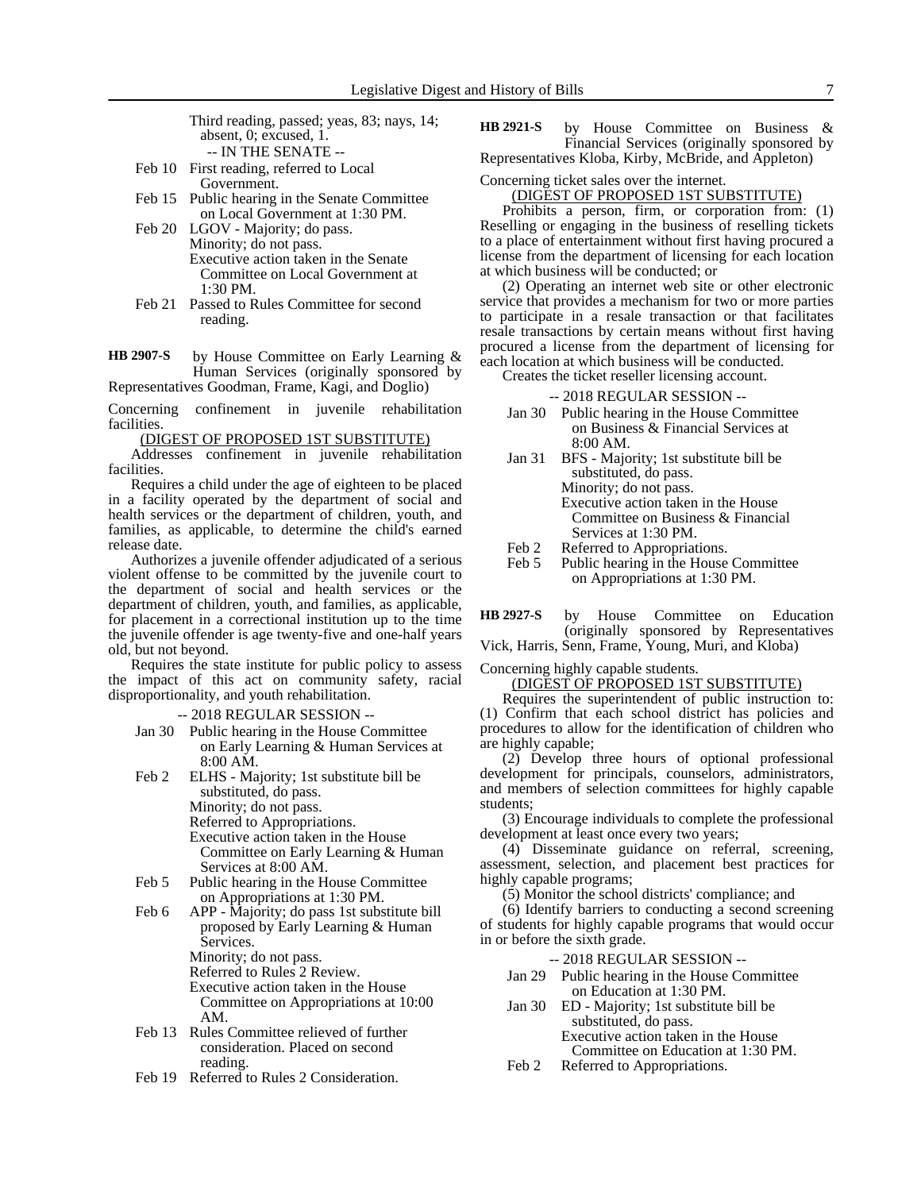Third reading, passed; yeas, 83; nays, 14; absent, 0; excused, 1.

-- IN THE SENATE --

Feb 10 First reading, referred to Local Government.

Feb 15 Public hearing in the Senate Committee on Local Government at 1:30 PM.

Feb 20 LGOV - Majority; do pass.
Minority; do not pass.
Executive action taken in the Senate Committee on Local Government at 1:30 PM.

Feb 21 Passed to Rules Committee for second reading.

**HB 2907-S** by House Committee on Early Learning & Human Services (originally sponsored by Representatives Goodman, Frame, Kagi, and Doglio)

Concerning confinement in juvenile rehabilitation facilities.

(DIGEST OF PROPOSED 1ST SUBSTITUTE)

Addresses confinement in juvenile rehabilitation facilities.

Requires a child under the age of eighteen to be placed in a facility operated by the department of social and health services or the department of children, youth, and families, as applicable, to determine the child's earned release date.

Authorizes a juvenile offender adjudicated of a serious violent offense to be committed by the juvenile court to the department of social and health services or the department of children, youth, and families, as applicable, for placement in a correctional institution up to the time the juvenile offender is age twenty-five and one-half years old, but not beyond.

Requires the state institute for public policy to assess the impact of this act on community safety, racial disproportionality, and youth rehabilitation.

-- 2018 REGULAR SESSION --

Jan 30 Public hearing in the House Committee on Early Learning & Human Services at 8:00 AM.

Feb 2 ELHS - Majority; 1st substitute bill be substituted, do pass.
Minority; do not pass.
Referred to Appropriations.
Executive action taken in the House Committee on Early Learning & Human Services at 8:00 AM.

Feb 5 Public hearing in the House Committee on Appropriations at 1:30 PM.

Feb 6 APP - Majority; do pass 1st substitute bill proposed by Early Learning & Human Services.
Minority; do not pass.
Referred to Rules 2 Review.
Executive action taken in the House Committee on Appropriations at 10:00 AM.

Feb 13 Rules Committee relieved of further consideration. Placed on second reading.

Feb 19 Referred to Rules 2 Consideration.

**HB 2921-S** by House Committee on Business & Financial Services (originally sponsored by Representatives Kloba, Kirby, McBride, and Appleton)

Concerning ticket sales over the internet.

(DIGEST OF PROPOSED 1ST SUBSTITUTE)

Prohibits a person, firm, or corporation from: (1) Reselling or engaging in the business of reselling tickets to a place of entertainment without first having procured a license from the department of licensing for each location at which business will be conducted; or

(2) Operating an internet web site or other electronic service that provides a mechanism for two or more parties to participate in a resale transaction or that facilitates resale transactions by certain means without first having procured a license from the department of licensing for each location at which business will be conducted.

Creates the ticket reseller licensing account.

-- 2018 REGULAR SESSION --

Jan 30 Public hearing in the House Committee on Business & Financial Services at 8:00 AM.

Jan 31 BFS - Majority; 1st substitute bill be substituted, do pass.
Minority; do not pass.
Executive action taken in the House Committee on Business & Financial Services at 1:30 PM.

Feb 2 Referred to Appropriations.

Feb 5 Public hearing in the House Committee on Appropriations at 1:30 PM.

**HB 2927-S** by House Committee on Education (originally sponsored by Representatives Vick, Harris, Senn, Frame, Young, Muri, and Kloba)

Concerning highly capable students.

(DIGEST OF PROPOSED 1ST SUBSTITUTE)

Requires the superintendent of public instruction to: (1) Confirm that each school district has policies and procedures to allow for the identification of children who are highly capable;

(2) Develop three hours of optional professional development for principals, counselors, administrators, and members of selection committees for highly capable students;

(3) Encourage individuals to complete the professional development at least once every two years;

(4) Disseminate guidance on referral, screening, assessment, selection, and placement best practices for highly capable programs;

(5) Monitor the school districts' compliance; and

(6) Identify barriers to conducting a second screening of students for highly capable programs that would occur in or before the sixth grade.

-- 2018 REGULAR SESSION --

Jan 29 Public hearing in the House Committee on Education at 1:30 PM.

Jan 30 ED - Majority; 1st substitute bill be substituted, do pass.
Executive action taken in the House Committee on Education at 1:30 PM.

Feb 2 Referred to Appropriations.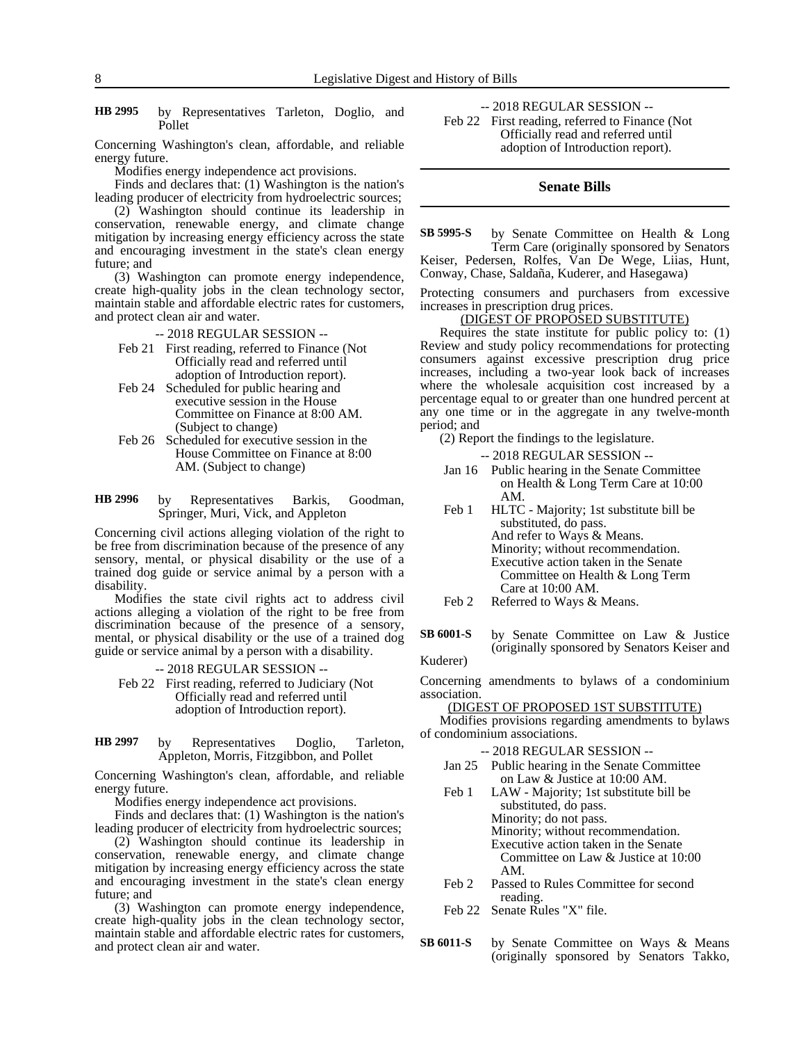**HB 2995** by Representatives Tarleton, Doglio, and Pollet

Concerning Washington's clean, affordable, and reliable energy future.

Modifies energy independence act provisions.

Finds and declares that: (1) Washington is the nation's leading producer of electricity from hydroelectric sources;

(2) Washington should continue its leadership in conservation, renewable energy, and climate change mitigation by increasing energy efficiency across the state and encouraging investment in the state's clean energy future; and

(3) Washington can promote energy independence, create high-quality jobs in the clean technology sector, maintain stable and affordable electric rates for customers, and protect clean air and water.

-- 2018 REGULAR SESSION --

Feb 21 First reading, referred to Finance (Not Officially read and referred until adoption of Introduction report).

Feb 24 Scheduled for public hearing and executive session in the House Committee on Finance at 8:00 AM. (Subject to change)

Feb 26 Scheduled for executive session in the House Committee on Finance at 8:00 AM. (Subject to change)

**HB 2996** by Representatives Barkis, Goodman, Springer, Muri, Vick, and Appleton

Concerning civil actions alleging violation of the right to be free from discrimination because of the presence of any sensory, mental, or physical disability or the use of a trained dog guide or service animal by a person with a disability.

Modifies the state civil rights act to address civil actions alleging a violation of the right to be free from discrimination because of the presence of a sensory, mental, or physical disability or the use of a trained dog guide or service animal by a person with a disability.

-- 2018 REGULAR SESSION --

Feb 22 First reading, referred to Judiciary (Not Officially read and referred until adoption of Introduction report).

**HB 2997** by Representatives Doglio, Tarleton, Appleton, Morris, Fitzgibbon, and Pollet

Concerning Washington's clean, affordable, and reliable energy future.

Modifies energy independence act provisions.

Finds and declares that: (1) Washington is the nation's leading producer of electricity from hydroelectric sources;

(2) Washington should continue its leadership in conservation, renewable energy, and climate change mitigation by increasing energy efficiency across the state and encouraging investment in the state's clean energy future; and

(3) Washington can promote energy independence, create high-quality jobs in the clean technology sector, maintain stable and affordable electric rates for customers, and protect clean air and water.

-- 2018 REGULAR SESSION --

Feb 22 First reading, referred to Finance (Not Officially read and referred until adoption of Introduction report).

## Senate Bills

**SB 5995-S** by Senate Committee on Health & Long Term Care (originally sponsored by Senators Keiser, Pedersen, Rolfes, Van De Wege, Liias, Hunt, Conway, Chase, Saldaña, Kuderer, and Hasegawa)

Protecting consumers and purchasers from excessive increases in prescription drug prices.

(DIGEST OF PROPOSED SUBSTITUTE)

Requires the state institute for public policy to: (1) Review and study policy recommendations for protecting consumers against excessive prescription drug price increases, including a two-year look back of increases where the wholesale acquisition cost increased by a percentage equal to or greater than one hundred percent at any one time or in the aggregate in any twelve-month period; and

(2) Report the findings to the legislature.

-- 2018 REGULAR SESSION --

Jan 16 Public hearing in the Senate Committee on Health & Long Term Care at 10:00 AM.

Feb 1 HLTC - Majority; 1st substitute bill be substituted, do pass.
And refer to Ways & Means.
Minority; without recommendation.
Executive action taken in the Senate Committee on Health & Long Term Care at 10:00 AM.

Feb 2 Referred to Ways & Means.

**SB 6001-S** by Senate Committee on Law & Justice (originally sponsored by Senators Keiser and Kuderer)

Concerning amendments to bylaws of a condominium association.

(DIGEST OF PROPOSED 1ST SUBSTITUTE)

Modifies provisions regarding amendments to bylaws of condominium associations.

-- 2018 REGULAR SESSION --

Jan 25 Public hearing in the Senate Committee on Law & Justice at 10:00 AM.

Feb 1 LAW - Majority; 1st substitute bill be substituted, do pass.
Minority; do not pass.
Minority; without recommendation.
Executive action taken in the Senate Committee on Law & Justice at 10:00 AM.

Feb 2 Passed to Rules Committee for second reading.

Feb 22 Senate Rules "X" file.

**SB 6011-S** by Senate Committee on Ways & Means (originally sponsored by Senators Takko,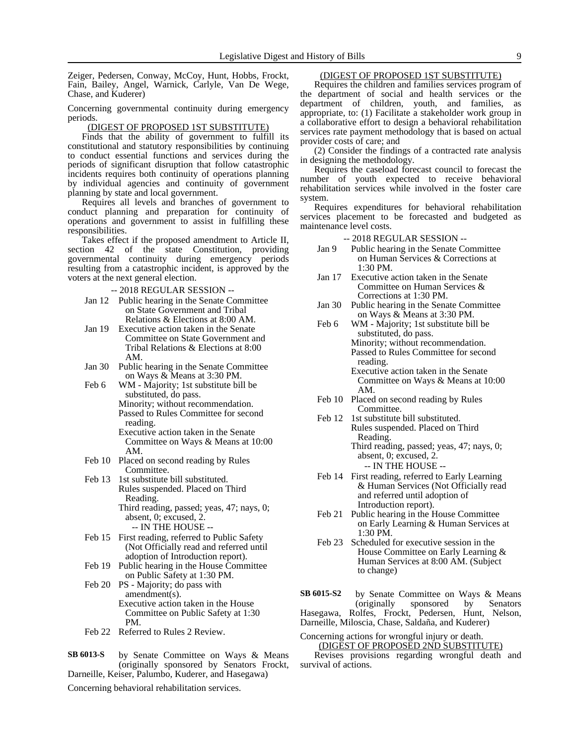Zeiger, Pedersen, Conway, McCoy, Hunt, Hobbs, Frockt, Fain, Bailey, Angel, Warnick, Carlyle, Van De Wege, Chase, and Kuderer)

Concerning governmental continuity during emergency periods.

(DIGEST OF PROPOSED 1ST SUBSTITUTE)

Finds that the ability of government to fulfill its constitutional and statutory responsibilities by continuing to conduct essential functions and services during the periods of significant disruption that follow catastrophic incidents requires both continuity of operations planning by individual agencies and continuity of government planning by state and local government.

Requires all levels and branches of government to conduct planning and preparation for continuity of operations and government to assist in fulfilling these responsibilities.

Takes effect if the proposed amendment to Article II, section 42 of the state Constitution, providing governmental continuity during emergency periods resulting from a catastrophic incident, is approved by the voters at the next general election.

-- 2018 REGULAR SESSION --

- Jan 12 Public hearing in the Senate Committee on State Government and Tribal Relations & Elections at 8:00 AM.
- Jan 19 Executive action taken in the Senate Committee on State Government and Tribal Relations & Elections at 8:00 AM.
- Jan 30 Public hearing in the Senate Committee on Ways & Means at 3:30 PM.
- Feb 6 WM - Majority; 1st substitute bill be substituted, do pass. Minority; without recommendation. Passed to Rules Committee for second reading. Executive action taken in the Senate Committee on Ways & Means at 10:00 AM.
- Feb 10 Placed on second reading by Rules Committee.
- Feb 13 1st substitute bill substituted. Rules suspended. Placed on Third Reading. Third reading, passed; yeas, 47; nays, 0; absent, 0; excused, 2.

-- IN THE HOUSE --

- Feb 15 First reading, referred to Public Safety (Not Officially read and referred until adoption of Introduction report).
- Feb 19 Public hearing in the House Committee on Public Safety at 1:30 PM.
- Feb 20 PS - Majority; do pass with amendment(s). Executive action taken in the House Committee on Public Safety at 1:30 PM.
- Feb 22 Referred to Rules 2 Review.

**SB 6013-S** by Senate Committee on Ways & Means (originally sponsored by Senators Frockt, Darneille, Keiser, Palumbo, Kuderer, and Hasegawa)

Concerning behavioral rehabilitation services.

(DIGEST OF PROPOSED 1ST SUBSTITUTE)

Requires the children and families services program of the department of social and health services or the department of children, youth, and families, as appropriate, to: (1) Facilitate a stakeholder work group in a collaborative effort to design a behavioral rehabilitation services rate payment methodology that is based on actual provider costs of care; and

(2) Consider the findings of a contracted rate analysis in designing the methodology.

Requires the caseload forecast council to forecast the number of youth expected to receive behavioral rehabilitation services while involved in the foster care system.

Requires expenditures for behavioral rehabilitation services placement to be forecasted and budgeted as maintenance level costs.

-- 2018 REGULAR SESSION --

- Jan 9 Public hearing in the Senate Committee on Human Services & Corrections at 1:30 PM.
- Jan 17 Executive action taken in the Senate Committee on Human Services & Corrections at 1:30 PM.
- Jan 30 Public hearing in the Senate Committee on Ways & Means at 3:30 PM.
- Feb 6 WM - Majority; 1st substitute bill be substituted, do pass. Minority; without recommendation. Passed to Rules Committee for second reading. Executive action taken in the Senate Committee on Ways & Means at 10:00 AM.
- Feb 10 Placed on second reading by Rules Committee.
- Feb 12 1st substitute bill substituted. Rules suspended. Placed on Third Reading. Third reading, passed; yeas, 47; nays, 0; absent, 0; excused, 2.

-- IN THE HOUSE --

- Feb 14 First reading, referred to Early Learning & Human Services (Not Officially read and referred until adoption of Introduction report).
- Feb 21 Public hearing in the House Committee on Early Learning & Human Services at 1:30 PM.
- Feb 23 Scheduled for executive session in the House Committee on Early Learning & Human Services at 8:00 AM. (Subject to change)

**SB 6015-S2** by Senate Committee on Ways & Means (originally sponsored by Senators Hasegawa, Rolfes, Frockt, Pedersen, Hunt, Nelson, Darneille, Miloscia, Chase, Saldaña, and Kuderer)

Concerning actions for wrongful injury or death.

(DIGEST OF PROPOSED 2ND SUBSTITUTE)

Revises provisions regarding wrongful death and survival of actions.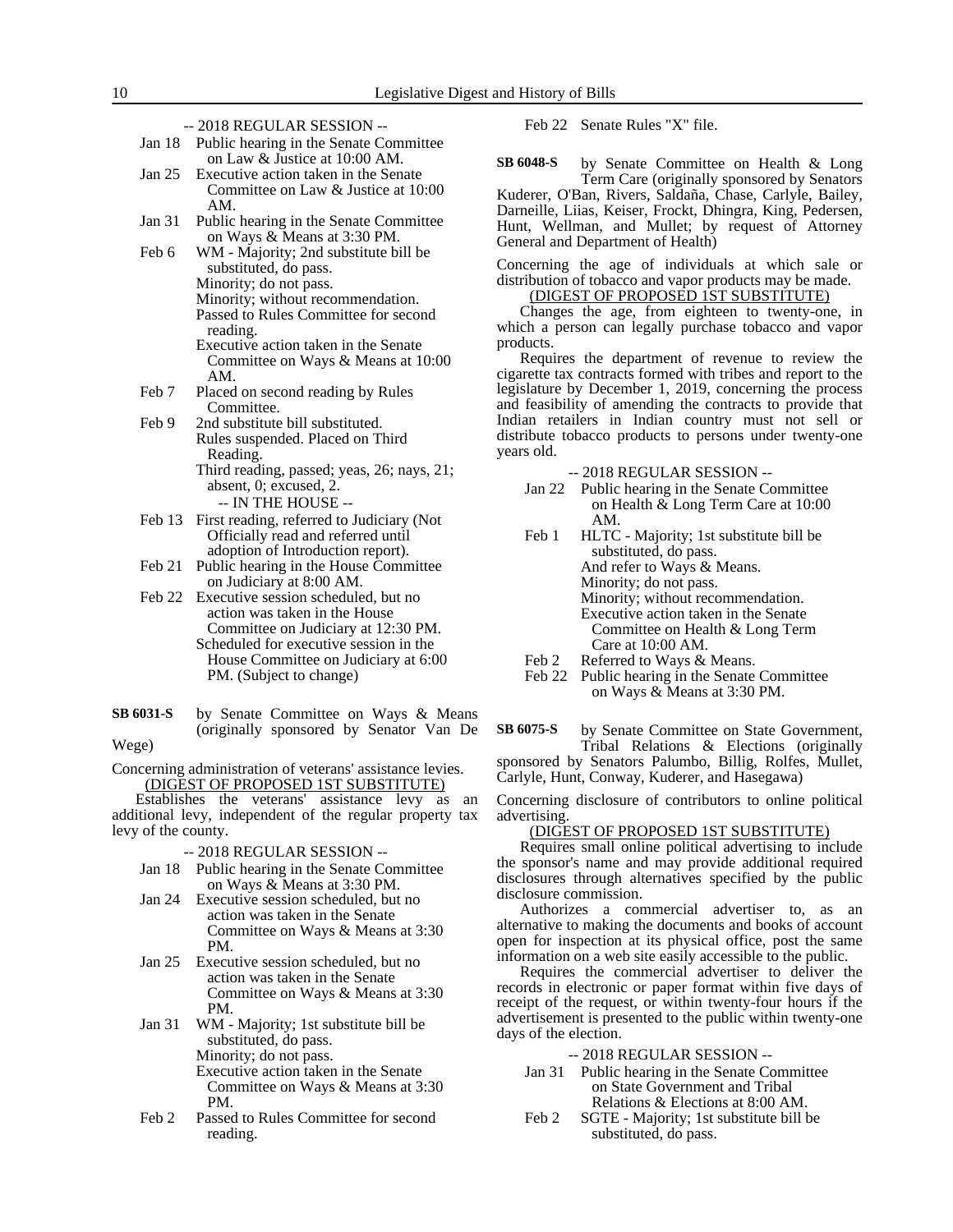-- 2018 REGULAR SESSION --

- Jan 18 Public hearing in the Senate Committee on Law & Justice at 10:00 AM.
- Jan 25 Executive action taken in the Senate Committee on Law & Justice at 10:00 AM.
- Jan 31 Public hearing in the Senate Committee on Ways & Means at 3:30 PM.
- Feb 6 WM - Majority; 2nd substitute bill be substituted, do pass.
  Minority; do not pass.
  Minority; without recommendation.
  Passed to Rules Committee for second reading.
  Executive action taken in the Senate Committee on Ways & Means at 10:00 AM.
- Feb 7 Placed on second reading by Rules Committee.
- Feb 9 2nd substitute bill substituted.
  Rules suspended. Placed on Third Reading.
  Third reading, passed; yeas, 26; nays, 21; absent, 0; excused, 2.

-- IN THE HOUSE --

- Feb 13 First reading, referred to Judiciary (Not Officially read and referred until adoption of Introduction report).
- Feb 21 Public hearing in the House Committee on Judiciary at 8:00 AM.
- Feb 22 Executive session scheduled, but no action was taken in the House Committee on Judiciary at 12:30 PM.
  Scheduled for executive session in the House Committee on Judiciary at 6:00 PM. (Subject to change)

**SB 6031-S** by Senate Committee on Ways & Means (originally sponsored by Senator Van De Wege)

Concerning administration of veterans' assistance levies.

(DIGEST OF PROPOSED 1ST SUBSTITUTE)

Establishes the veterans' assistance levy as an additional levy, independent of the regular property tax levy of the county.

-- 2018 REGULAR SESSION --

- Jan 18 Public hearing in the Senate Committee on Ways & Means at 3:30 PM.
- Jan 24 Executive session scheduled, but no action was taken in the Senate Committee on Ways & Means at 3:30 PM.
- Jan 25 Executive session scheduled, but no action was taken in the Senate Committee on Ways & Means at 3:30 PM.
- Jan 31 WM - Majority; 1st substitute bill be substituted, do pass.
  Minority; do not pass.
  Executive action taken in the Senate Committee on Ways & Means at 3:30 PM.
- Feb 2 Passed to Rules Committee for second reading.
- Feb 22 Senate Rules "X" file.

**SB 6048-S** by Senate Committee on Health & Long Term Care (originally sponsored by Senators Kuderer, O'Ban, Rivers, Saldaña, Chase, Carlyle, Bailey, Darneille, Liias, Keiser, Frockt, Dhingra, King, Pedersen, Hunt, Wellman, and Mullet; by request of Attorney General and Department of Health)

Concerning the age of individuals at which sale or distribution of tobacco and vapor products may be made.

(DIGEST OF PROPOSED 1ST SUBSTITUTE)

Changes the age, from eighteen to twenty-one, in which a person can legally purchase tobacco and vapor products.

Requires the department of revenue to review the cigarette tax contracts formed with tribes and report to the legislature by December 1, 2019, concerning the process and feasibility of amending the contracts to provide that Indian retailers in Indian country must not sell or distribute tobacco products to persons under twenty-one years old.

-- 2018 REGULAR SESSION --

- Jan 22 Public hearing in the Senate Committee on Health & Long Term Care at 10:00 AM.
- Feb 1 HLTC - Majority; 1st substitute bill be substituted, do pass.
  And refer to Ways & Means.
  Minority; do not pass.
  Minority; without recommendation.
  Executive action taken in the Senate Committee on Health & Long Term Care at 10:00 AM.
- Feb 2 Referred to Ways & Means.
- Feb 22 Public hearing in the Senate Committee on Ways & Means at 3:30 PM.

**SB 6075-S** by Senate Committee on State Government, Tribal Relations & Elections (originally sponsored by Senators Palumbo, Billig, Rolfes, Mullet, Carlyle, Hunt, Conway, Kuderer, and Hasegawa)

Concerning disclosure of contributors to online political advertising.

(DIGEST OF PROPOSED 1ST SUBSTITUTE)

Requires small online political advertising to include the sponsor's name and may provide additional required disclosures through alternatives specified by the public disclosure commission.

Authorizes a commercial advertiser to, as an alternative to making the documents and books of account open for inspection at its physical office, post the same information on a web site easily accessible to the public.

Requires the commercial advertiser to deliver the records in electronic or paper format within five days of receipt of the request, or within twenty-four hours if the advertisement is presented to the public within twenty-one days of the election.

-- 2018 REGULAR SESSION --

- Jan 31 Public hearing in the Senate Committee on State Government and Tribal Relations & Elections at 8:00 AM.
- Feb 2 SGTE - Majority; 1st substitute bill be substituted, do pass.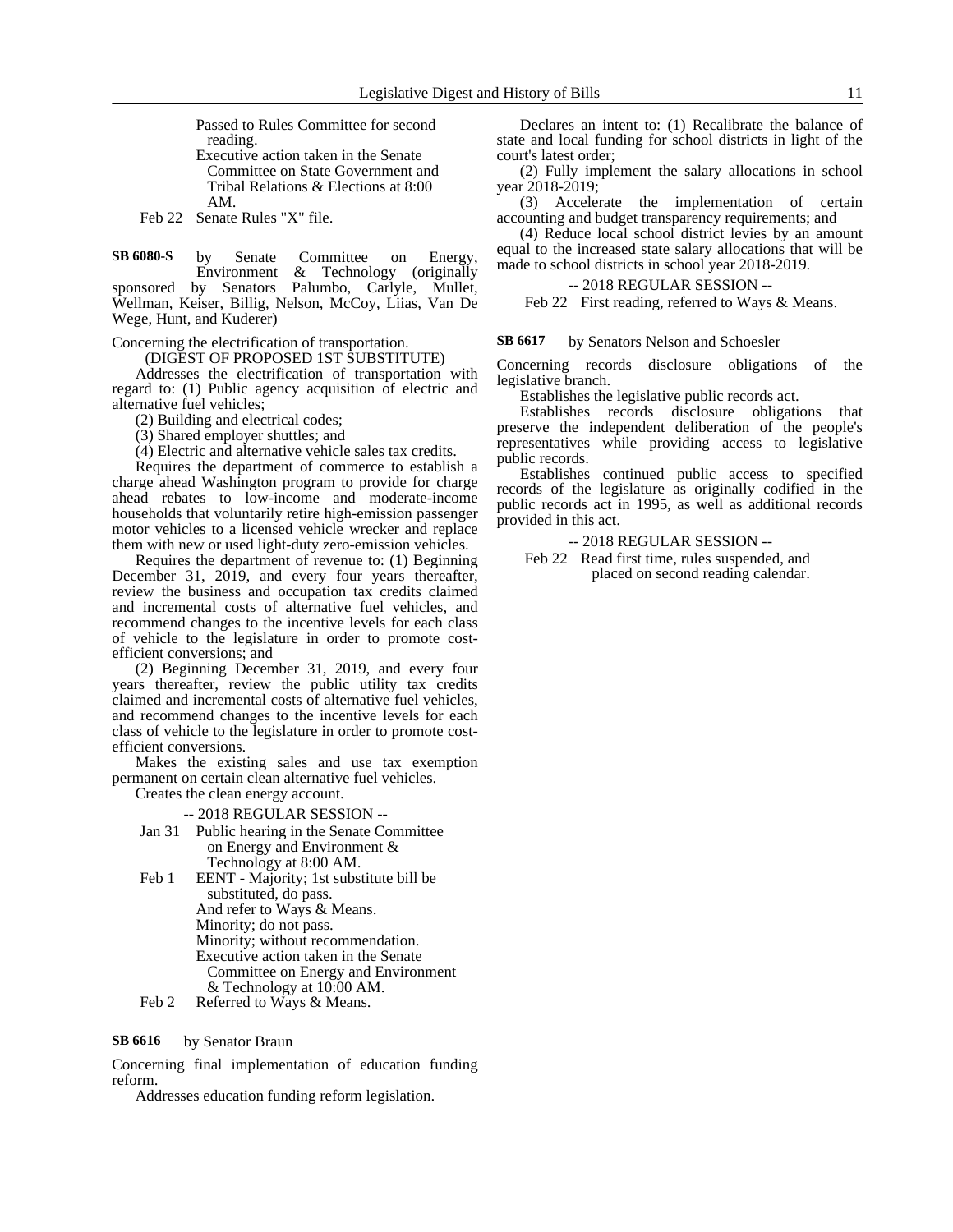Passed to Rules Committee for second reading.
Executive action taken in the Senate Committee on State Government and Tribal Relations & Elections at 8:00 AM.

Feb 22 Senate Rules "X" file.

**SB 6080-S** by Senate Committee on Energy, Environment & Technology (originally sponsored by Senators Palumbo, Carlyle, Mullet, Wellman, Keiser, Billig, Nelson, McCoy, Liias, Van De Wege, Hunt, and Kuderer)

Concerning the electrification of transportation.

(DIGEST OF PROPOSED 1ST SUBSTITUTE)

Addresses the electrification of transportation with regard to: (1) Public agency acquisition of electric and alternative fuel vehicles;

(2) Building and electrical codes;

(3) Shared employer shuttles; and

(4) Electric and alternative vehicle sales tax credits.

Requires the department of commerce to establish a charge ahead Washington program to provide for charge ahead rebates to low-income and moderate-income households that voluntarily retire high-emission passenger motor vehicles to a licensed vehicle wrecker and replace them with new or used light-duty zero-emission vehicles.

Requires the department of revenue to: (1) Beginning December 31, 2019, and every four years thereafter, review the business and occupation tax credits claimed and incremental costs of alternative fuel vehicles, and recommend changes to the incentive levels for each class of vehicle to the legislature in order to promote cost-efficient conversions; and

(2) Beginning December 31, 2019, and every four years thereafter, review the public utility tax credits claimed and incremental costs of alternative fuel vehicles, and recommend changes to the incentive levels for each class of vehicle to the legislature in order to promote cost-efficient conversions.

Makes the existing sales and use tax exemption permanent on certain clean alternative fuel vehicles.

Creates the clean energy account.

-- 2018 REGULAR SESSION --

Jan 31 Public hearing in the Senate Committee on Energy and Environment & Technology at 8:00 AM.

Feb 1 EENT - Majority; 1st substitute bill be substituted, do pass.
And refer to Ways & Means.
Minority; do not pass.
Minority; without recommendation.
Executive action taken in the Senate Committee on Energy and Environment & Technology at 10:00 AM.

Feb 2 Referred to Ways & Means.

**SB 6616** by Senator Braun

Concerning final implementation of education funding reform.

Addresses education funding reform legislation.

Declares an intent to: (1) Recalibrate the balance of state and local funding for school districts in light of the court's latest order;

(2) Fully implement the salary allocations in school year 2018-2019;

(3) Accelerate the implementation of certain accounting and budget transparency requirements; and

(4) Reduce local school district levies by an amount equal to the increased state salary allocations that will be made to school districts in school year 2018-2019.

-- 2018 REGULAR SESSION --

Feb 22 First reading, referred to Ways & Means.

**SB 6617** by Senators Nelson and Schoesler

Concerning records disclosure obligations of the legislative branch.

Establishes the legislative public records act.

Establishes records disclosure obligations that preserve the independent deliberation of the people's representatives while providing access to legislative public records.

Establishes continued public access to specified records of the legislature as originally codified in the public records act in 1995, as well as additional records provided in this act.

-- 2018 REGULAR SESSION --

Feb 22 Read first time, rules suspended, and placed on second reading calendar.